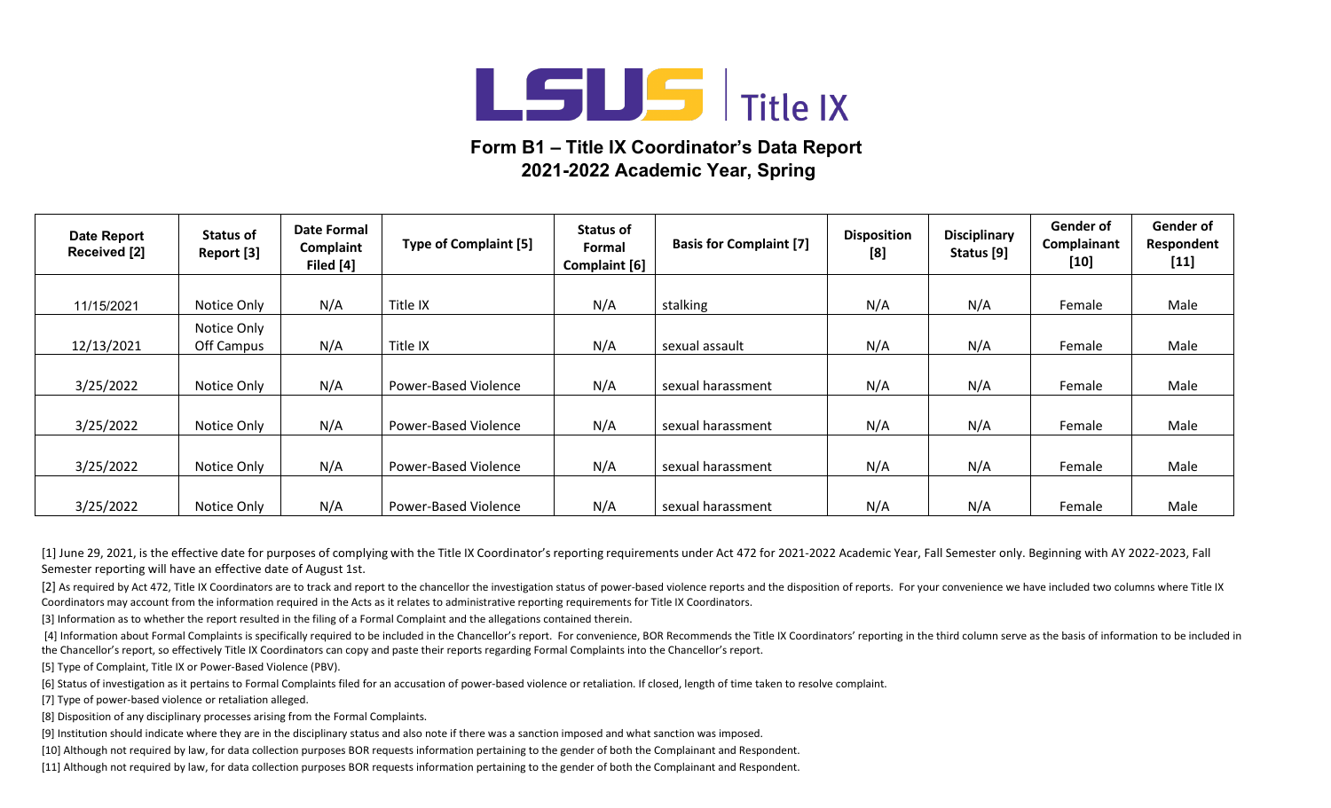LSUS | Title IX

# Form B1 – Title IX Coordinator's Data Report
## 2021-2022 Academic Year, Spring

| Date Report Received [2] | Status of Report [3] | Date Formal Complaint Filed [4] | Type of Complaint [5] | Status of Formal Complaint [6] | Basis for Complaint [7] | Disposition [8] | Disciplinary Status [9] | Gender of Complainant [10] | Gender of Respondent [11] |
|---|---|---|---|---|---|---|---|---|---|
| 11/15/2021 | Notice Only | N/A | Title IX | N/A | stalking | N/A | N/A | Female | Male |
| 12/13/2021 | Notice Only Off Campus | N/A | Title IX | N/A | sexual assault | N/A | N/A | Female | Male |
| 3/25/2022 | Notice Only | N/A | Power-Based Violence | N/A | sexual harassment | N/A | N/A | Female | Male |
| 3/25/2022 | Notice Only | N/A | Power-Based Violence | N/A | sexual harassment | N/A | N/A | Female | Male |
| 3/25/2022 | Notice Only | N/A | Power-Based Violence | N/A | sexual harassment | N/A | N/A | Female | Male |
| 3/25/2022 | Notice Only | N/A | Power-Based Violence | N/A | sexual harassment | N/A | N/A | Female | Male |

[1] June 29, 2021, is the effective date for purposes of complying with the Title IX Coordinator's reporting requirements under Act 472 for 2021-2022 Academic Year, Fall Semester only. Beginning with AY 2022-2023, Fall Semester reporting will have an effective date of August 1st.

[2] As required by Act 472, Title IX Coordinators are to track and report to the chancellor the investigation status of power-based violence reports and the disposition of reports. For your convenience we have included two columns where Title IX Coordinators may account from the information required in the Acts as it relates to administrative reporting requirements for Title IX Coordinators.

[3] Information as to whether the report resulted in the filing of a Formal Complaint and the allegations contained therein.

[4] Information about Formal Complaints is specifically required to be included in the Chancellor's report. For convenience, BOR Recommends the Title IX Coordinators' reporting in the third column serve as the basis of information to be included in the Chancellor's report, so effectively Title IX Coordinators can copy and paste their reports regarding Formal Complaints into the Chancellor's report.

[5] Type of Complaint, Title IX or Power-Based Violence (PBV).

[6] Status of investigation as it pertains to Formal Complaints filed for an accusation of power-based violence or retaliation. If closed, length of time taken to resolve complaint.

[7] Type of power-based violence or retaliation alleged.

[8] Disposition of any disciplinary processes arising from the Formal Complaints.

[9] Institution should indicate where they are in the disciplinary status and also note if there was a sanction imposed and what sanction was imposed.

[10] Although not required by law, for data collection purposes BOR requests information pertaining to the gender of both the Complainant and Respondent.

[11] Although not required by law, for data collection purposes BOR requests information pertaining to the gender of both the Complainant and Respondent.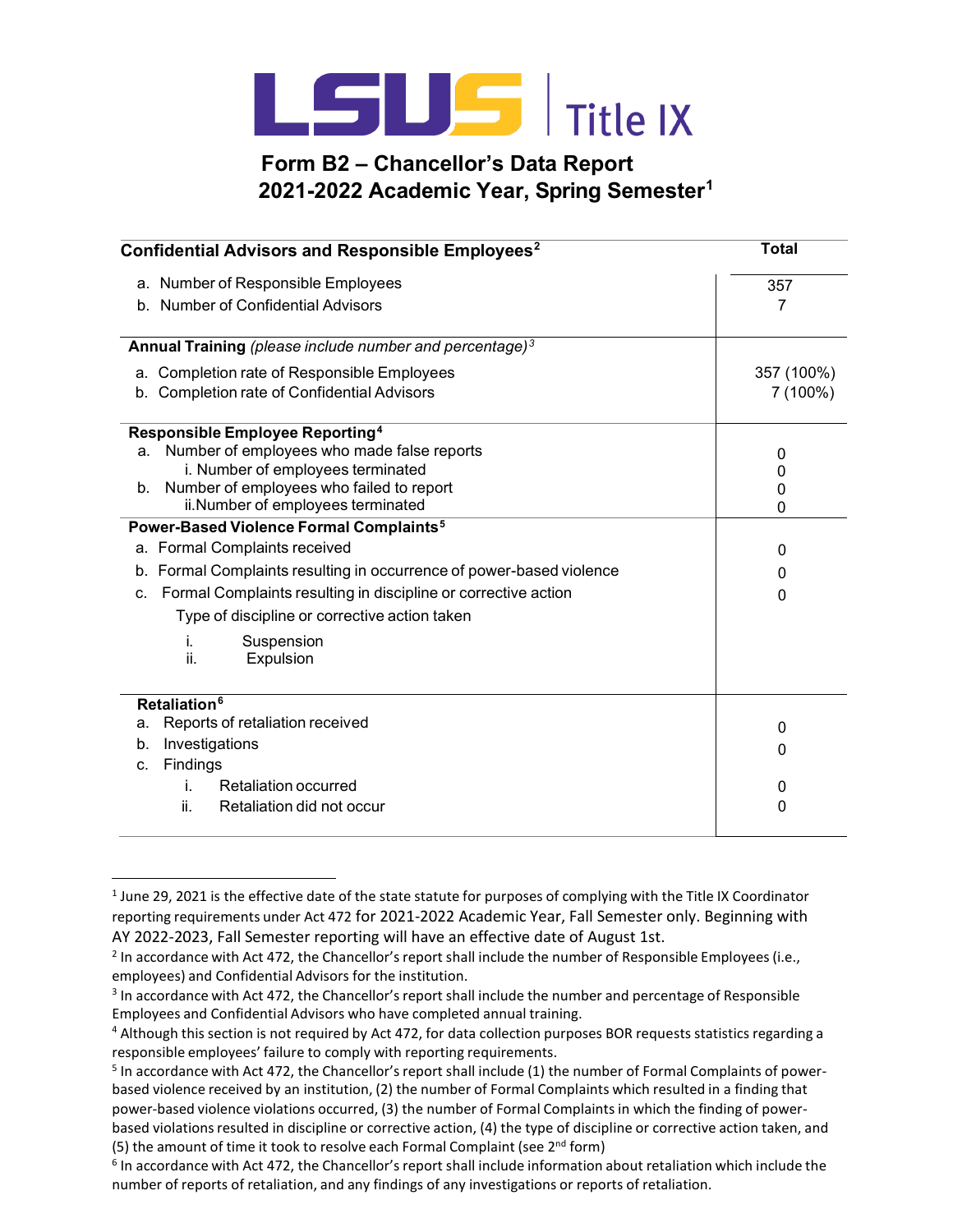# LSUS | Title IX

## Form B2 – Chancellor's Data Report
## 2021-2022 Academic Year, Spring Semester[1]

| Confidential Advisors and Responsible Employees[2] | Total |
|---|---|
| a. Number of Responsible Employees | 357 |
| b. Number of Confidential Advisors | 7 |
| **Annual Training** *(please include number and percentage)*[3] | |
| a. Completion rate of Responsible Employees | 357 (100%) |
| b. Completion rate of Confidential Advisors | 7 (100%) |
| **Responsible Employee Reporting**[4] | |
| a. Number of employees who made false reports | 0 |
| i. Number of employees terminated | 0 |
| b. Number of employees who failed to report | 0 |
| ii. Number of employees terminated | 0 |
| **Power-Based Violence Formal Complaints**[5] | |
| a. Formal Complaints received | 0 |
| b. Formal Complaints resulting in occurrence of power-based violence | 0 |
| c. Formal Complaints resulting in discipline or corrective action | 0 |
| Type of discipline or corrective action taken | |
| i. Suspension | |
| ii. Expulsion | |
| **Retaliation**[6] | |
| a. Reports of retaliation received | 0 |
| b. Investigations | 0 |
| c. Findings | |
| i. Retaliation occurred | 0 |
| ii. Retaliation did not occur | 0 |

---

[1] June 29, 2021 is the effective date of the state statute for purposes of complying with the Title IX Coordinator reporting requirements under Act 472 for 2021-2022 Academic Year, Fall Semester only. Beginning with AY 2022-2023, Fall Semester reporting will have an effective date of August 1st.

[2] In accordance with Act 472, the Chancellor's report shall include the number of Responsible Employees (i.e., employees) and Confidential Advisors for the institution.

[3] In accordance with Act 472, the Chancellor's report shall include the number and percentage of Responsible Employees and Confidential Advisors who have completed annual training.

[4] Although this section is not required by Act 472, for data collection purposes BOR requests statistics regarding a responsible employees' failure to comply with reporting requirements.

[5] In accordance with Act 472, the Chancellor's report shall include (1) the number of Formal Complaints of power-based violence received by an institution, (2) the number of Formal Complaints which resulted in a finding that power-based violence violations occurred, (3) the number of Formal Complaints in which the finding of power-based violations resulted in discipline or corrective action, (4) the type of discipline or corrective action taken, and (5) the amount of time it took to resolve each Formal Complaint (see 2nd form)

[6] In accordance with Act 472, the Chancellor's report shall include information about retaliation which include the number of reports of retaliation, and any findings of any investigations or reports of retaliation.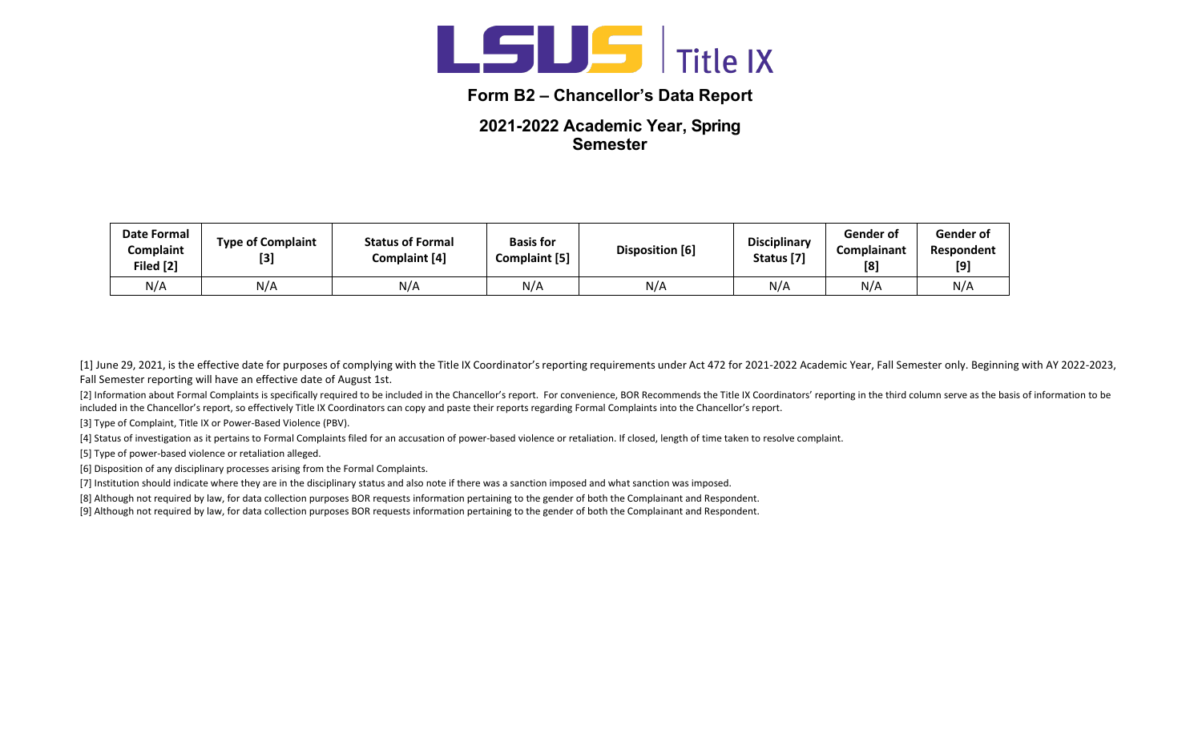LSUS | Title IX

## Form B2 – Chancellor's Data Report

## 2021-2022 Academic Year, Spring Semester

| Date Formal Complaint Filed [2] | Type of Complaint [3] | Status of Formal Complaint [4] | Basis for Complaint [5] | Disposition [6] | Disciplinary Status [7] | Gender of Complainant [8] | Gender of Respondent [9] |
|---|---|---|---|---|---|---|---|
| N/A | N/A | N/A | N/A | N/A | N/A | N/A | N/A |

[1] June 29, 2021, is the effective date for purposes of complying with the Title IX Coordinator's reporting requirements under Act 472 for 2021-2022 Academic Year, Fall Semester only. Beginning with AY 2022-2023, Fall Semester reporting will have an effective date of August 1st.

[2] Information about Formal Complaints is specifically required to be included in the Chancellor's report. For convenience, BOR Recommends the Title IX Coordinators' reporting in the third column serve as the basis of information to be included in the Chancellor's report, so effectively Title IX Coordinators can copy and paste their reports regarding Formal Complaints into the Chancellor's report.

[3] Type of Complaint, Title IX or Power-Based Violence (PBV).

[4] Status of investigation as it pertains to Formal Complaints filed for an accusation of power-based violence or retaliation. If closed, length of time taken to resolve complaint.

[5] Type of power-based violence or retaliation alleged.

[6] Disposition of any disciplinary processes arising from the Formal Complaints.

[7] Institution should indicate where they are in the disciplinary status and also note if there was a sanction imposed and what sanction was imposed.

[8] Although not required by law, for data collection purposes BOR requests information pertaining to the gender of both the Complainant and Respondent.

[9] Although not required by law, for data collection purposes BOR requests information pertaining to the gender of both the Complainant and Respondent.